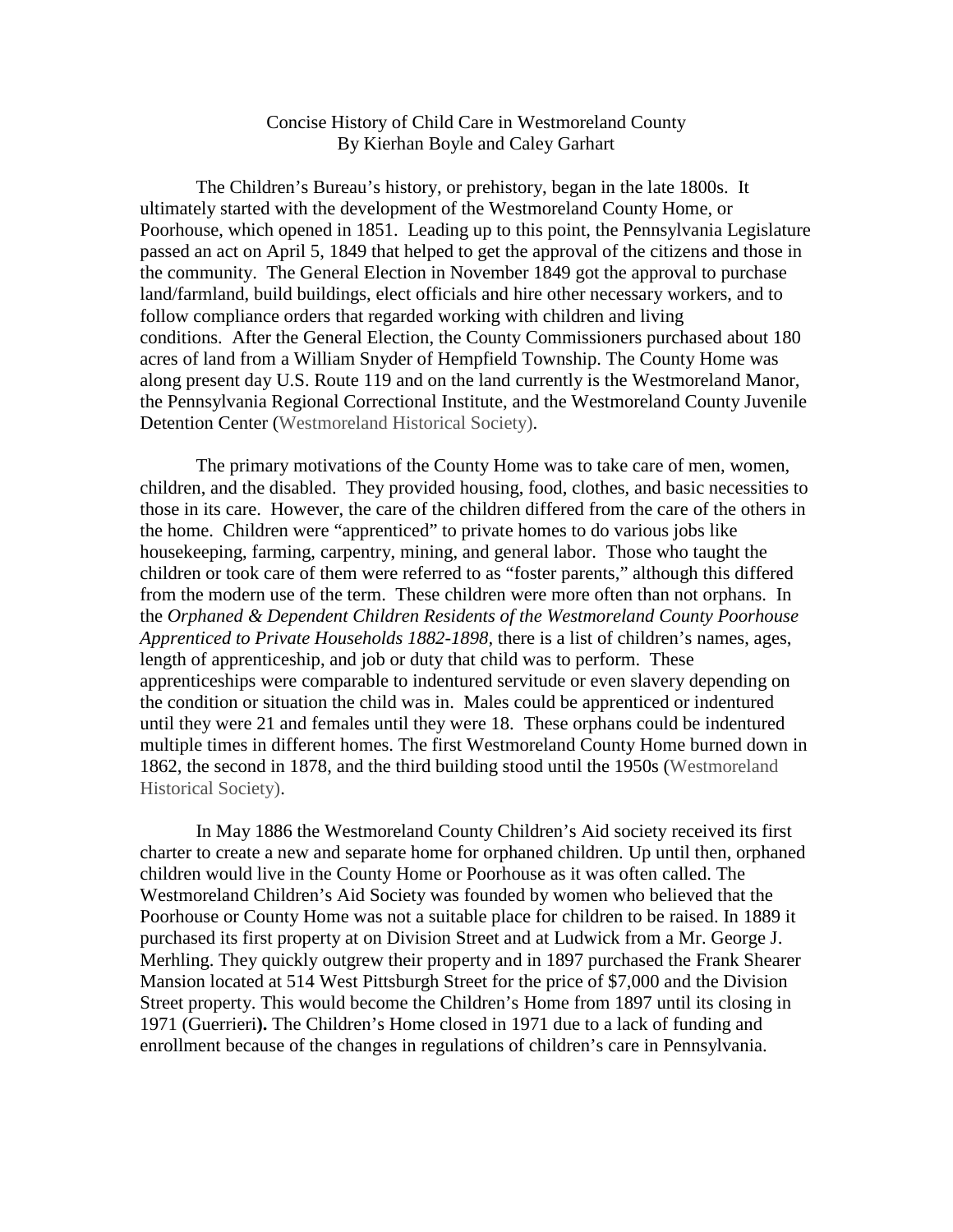# Concise History of Child Care in Westmoreland County

By Kierhan Boyle and Caley Garhart

The Children's Bureau's history, or prehistory, began in the late 1800s. It ultimately started with the development of the Westmoreland County Home, or Poorhouse, which opened in 1851. Leading up to this point, the Pennsylvania Legislature passed an act on April 5, 1849 that helped to get the approval of the citizens and those in the community. The General Election in November 1849 got the approval to purchase land/farmland, build buildings, elect officials and hire other necessary workers, and to follow compliance orders that regarded working with children and living conditions. After the General Election, the County Commissioners purchased about 180 acres of land from a William Snyder of Hempfield Township. The County Home was along present day U.S. Route 119 and on the land currently is the Westmoreland Manor, the Pennsylvania Regional Correctional Institute, and the Westmoreland County Juvenile Detention Center (Westmoreland Historical Society).

The primary motivations of the County Home was to take care of men, women, children, and the disabled. They provided housing, food, clothes, and basic necessities to those in its care. However, the care of the children differed from the care of the others in the home. Children were "apprenticed" to private homes to do various jobs like housekeeping, farming, carpentry, mining, and general labor. Those who taught the children or took care of them were referred to as "foster parents," although this differed from the modern use of the term. These children were more often than not orphans. In the *Orphaned & Dependent Children Residents of the Westmoreland County Poorhouse Apprenticed to Private Households 1882-1898*, there is a list of children's names, ages, length of apprenticeship, and job or duty that child was to perform. These apprenticeships were comparable to indentured servitude or even slavery depending on the condition or situation the child was in. Males could be apprenticed or indentured until they were 21 and females until they were 18. These orphans could be indentured multiple times in different homes. The first Westmoreland County Home burned down in 1862, the second in 1878, and the third building stood until the 1950s (Westmoreland Historical Society).

In May 1886 the Westmoreland County Children's Aid society received its first charter to create a new and separate home for orphaned children. Up until then, orphaned children would live in the County Home or Poorhouse as it was often called. The Westmoreland Children's Aid Society was founded by women who believed that the Poorhouse or County Home was not a suitable place for children to be raised. In 1889 it purchased its first property at on Division Street and at Ludwick from a Mr. George J. Merhling. They quickly outgrew their property and in 1897 purchased the Frank Shearer Mansion located at 514 West Pittsburgh Street for the price of $7,000 and the Division Street property. This would become the Children's Home from 1897 until its closing in 1971 (Guerrieri**).** The Children's Home closed in 1971 due to a lack of funding and enrollment because of the changes in regulations of children's care in Pennsylvania.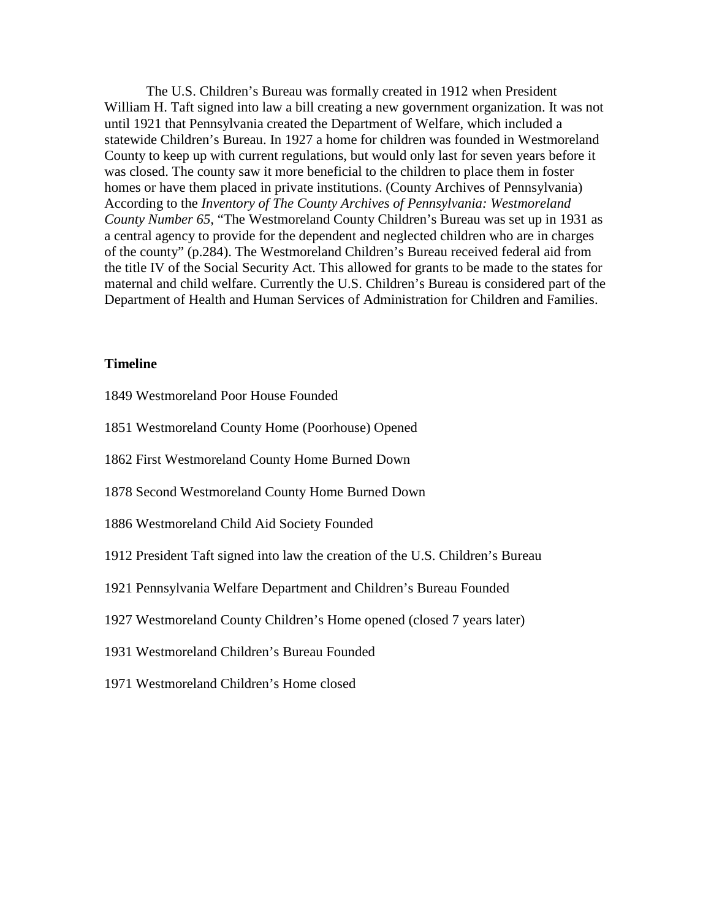The U.S. Children's Bureau was formally created in 1912 when President William H. Taft signed into law a bill creating a new government organization. It was not until 1921 that Pennsylvania created the Department of Welfare, which included a statewide Children's Bureau. In 1927 a home for children was founded in Westmoreland County to keep up with current regulations, but would only last for seven years before it was closed. The county saw it more beneficial to the children to place them in foster homes or have them placed in private institutions. (County Archives of Pennsylvania) According to the *Inventory of The County Archives of Pennsylvania: Westmoreland County Number 65*, "The Westmoreland County Children's Bureau was set up in 1931 as a central agency to provide for the dependent and neglected children who are in charges of the county" (p.284). The Westmoreland Children's Bureau received federal aid from the title IV of the Social Security Act. This allowed for grants to be made to the states for maternal and child welfare. Currently the U.S. Children's Bureau is considered part of the Department of Health and Human Services of Administration for Children and Families.

**Timeline**

1849 Westmoreland Poor House Founded

1851 Westmoreland County Home (Poorhouse) Opened

1862 First Westmoreland County Home Burned Down

1878 Second Westmoreland County Home Burned Down

1886 Westmoreland Child Aid Society Founded

1912 President Taft signed into law the creation of the U.S. Children's Bureau

1921 Pennsylvania Welfare Department and Children's Bureau Founded

1927 Westmoreland County Children's Home opened (closed 7 years later)

1931 Westmoreland Children's Bureau Founded

1971 Westmoreland Children's Home closed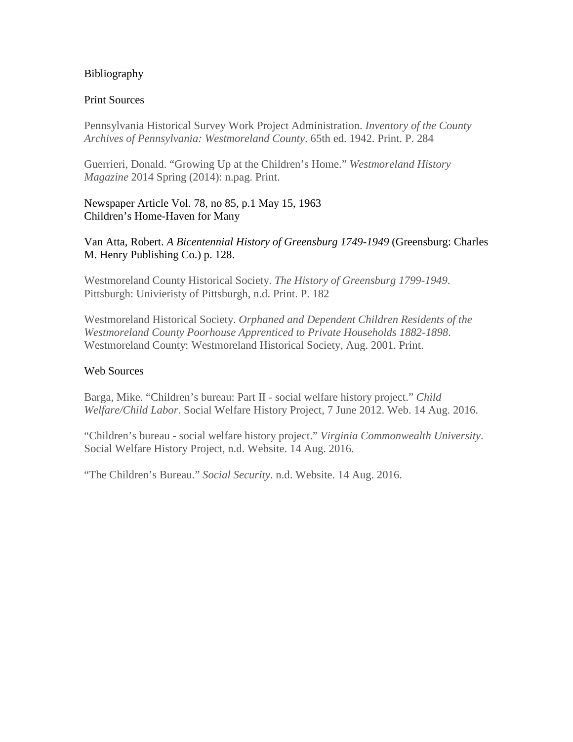# Bibliography

## Print Sources

Pennsylvania Historical Survey Work Project Administration. *Inventory of the County Archives of Pennsylvania: Westmoreland County*. 65th ed. 1942. Print. P. 284

Guerrieri, Donald. "Growing Up at the Children's Home." *Westmoreland History Magazine* 2014 Spring (2014): n.pag. Print.

Newspaper Article Vol. 78, no 85, p.1 May 15, 1963
Children's Home-Haven for Many

Van Atta, Robert. *A Bicentennial History of Greensburg 1749-1949* (Greensburg: Charles M. Henry Publishing Co.) p. 128.

Westmoreland County Historical Society. *The History of Greensburg 1799-1949*. Pittsburgh: Univieristy of Pittsburgh, n.d. Print. P. 182

Westmoreland Historical Society. *Orphaned and Dependent Children Residents of the Westmoreland County Poorhouse Apprenticed to Private Households 1882-1898*. Westmoreland County: Westmoreland Historical Society, Aug. 2001. Print.

## Web Sources

Barga, Mike. "Children's bureau: Part II - social welfare history project." *Child Welfare/Child Labor*. Social Welfare History Project, 7 June 2012. Web. 14 Aug. 2016.

"Children's bureau - social welfare history project." *Virginia Commonwealth University*. Social Welfare History Project, n.d. Website. 14 Aug. 2016.

"The Children's Bureau." *Social Security*. n.d. Website. 14 Aug. 2016.